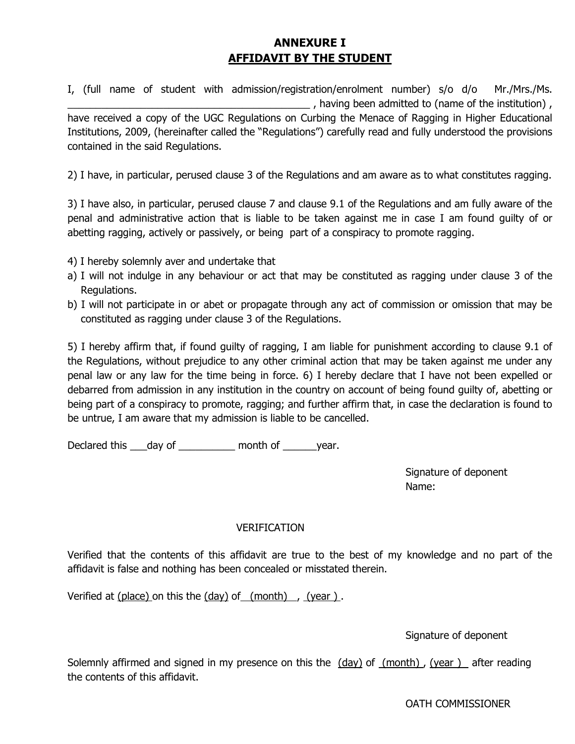# ANNEXURE I
## AFFIDAVIT BY THE STUDENT

I, (full name of student with admission/registration/enrolment number) s/o d/o Mr./Mrs./Ms. ____________________________________________ , having been admitted to (name of the institution) , have received a copy of the UGC Regulations on Curbing the Menace of Ragging in Higher Educational Institutions, 2009, (hereinafter called the "Regulations") carefully read and fully understood the provisions contained in the said Regulations.

2) I have, in particular, perused clause 3 of the Regulations and am aware as to what constitutes ragging.

3) I have also, in particular, perused clause 7 and clause 9.1 of the Regulations and am fully aware of the penal and administrative action that is liable to be taken against me in case I am found guilty of or abetting ragging, actively or passively, or being part of a conspiracy to promote ragging.

4) I hereby solemnly aver and undertake that

a) I will not indulge in any behaviour or act that may be constituted as ragging under clause 3 of the Regulations.
b) I will not participate in or abet or propagate through any act of commission or omission that may be constituted as ragging under clause 3 of the Regulations.

5) I hereby affirm that, if found guilty of ragging, I am liable for punishment according to clause 9.1 of the Regulations, without prejudice to any other criminal action that may be taken against me under any penal law or any law for the time being in force. 6) I hereby declare that I have not been expelled or debarred from admission in any institution in the country on account of being found guilty of, abetting or being part of a conspiracy to promote, ragging; and further affirm that, in case the declaration is found to be untrue, I am aware that my admission is liable to be cancelled.

Declared this ___day of __________ month of ______year.

Signature of deponent
Name:

VERIFICATION

Verified that the contents of this affidavit are true to the best of my knowledge and no part of the affidavit is false and nothing has been concealed or misstated therein.

Verified at (place) on this the (day) of (month) , (year ) .

Signature of deponent

Solemnly affirmed and signed in my presence on this the (day) of (month) , (year ) after reading the contents of this affidavit.

OATH COMMISSIONER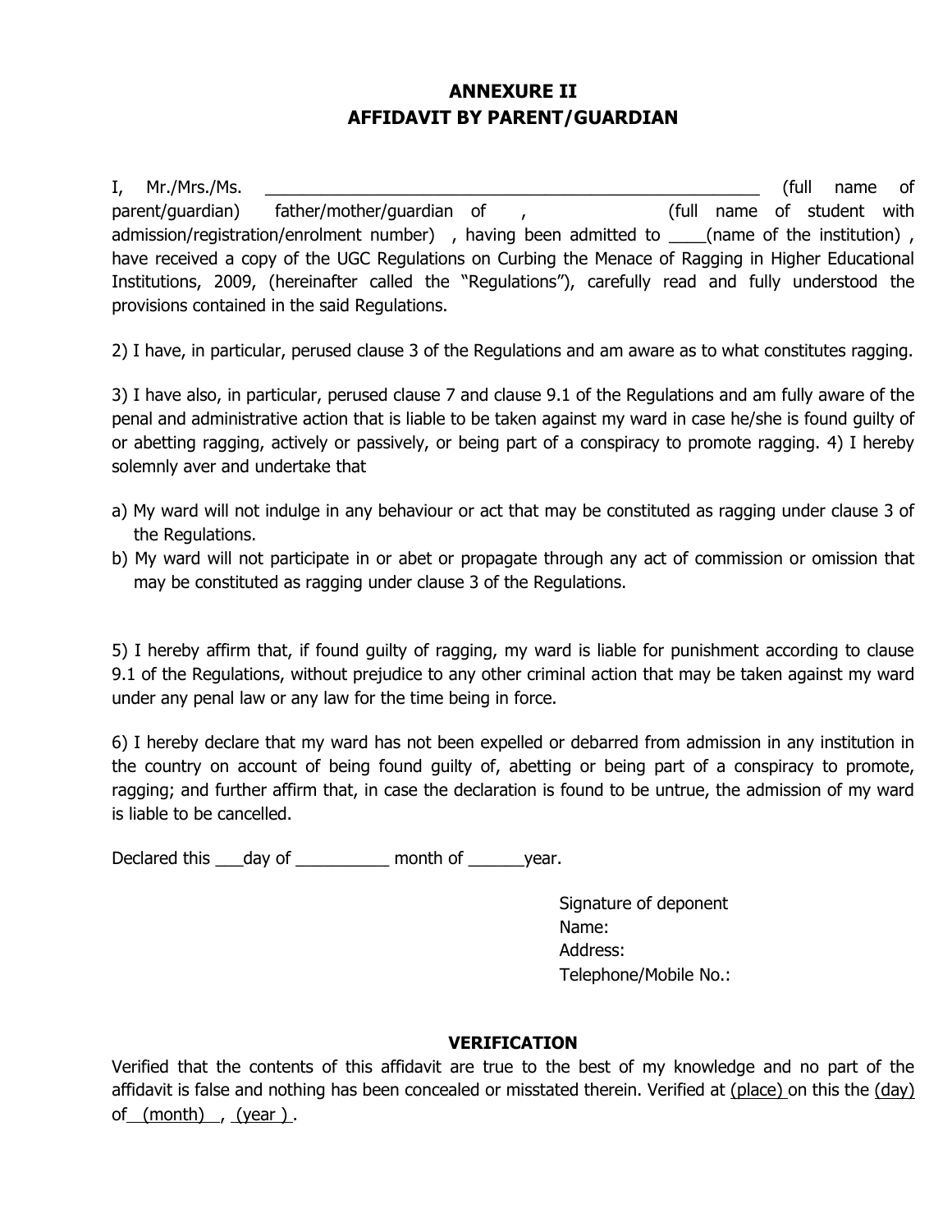## ANNEXURE II
## AFFIDAVIT BY PARENT/GUARDIAN

I, Mr./Mrs./Ms. ________________________________________________________ (full name of parent/guardian) father/mother/guardian of , (full name of student with admission/registration/enrolment number) , having been admitted to ____(name of the institution) , have received a copy of the UGC Regulations on Curbing the Menace of Ragging in Higher Educational Institutions, 2009, (hereinafter called the "Regulations"), carefully read and fully understood the provisions contained in the said Regulations.

2) I have, in particular, perused clause 3 of the Regulations and am aware as to what constitutes ragging.

3) I have also, in particular, perused clause 7 and clause 9.1 of the Regulations and am fully aware of the penal and administrative action that is liable to be taken against my ward in case he/she is found guilty of or abetting ragging, actively or passively, or being part of a conspiracy to promote ragging. 4) I hereby solemnly aver and undertake that

a) My ward will not indulge in any behaviour or act that may be constituted as ragging under clause 3 of the Regulations.
b) My ward will not participate in or abet or propagate through any act of commission or omission that may be constituted as ragging under clause 3 of the Regulations.

5) I hereby affirm that, if found guilty of ragging, my ward is liable for punishment according to clause 9.1 of the Regulations, without prejudice to any other criminal action that may be taken against my ward under any penal law or any law for the time being in force.

6) I hereby declare that my ward has not been expelled or debarred from admission in any institution in the country on account of being found guilty of, abetting or being part of a conspiracy to promote, ragging; and further affirm that, in case the declaration is found to be untrue, the admission of my ward is liable to be cancelled.

Declared this ___day of __________ month of ______year.

Signature of deponent
Name:
Address:
Telephone/Mobile No.:

### VERIFICATION

Verified that the contents of this affidavit are true to the best of my knowledge and no part of the affidavit is false and nothing has been concealed or misstated therein. Verified at (place) on this the (day) of (month) , (year) .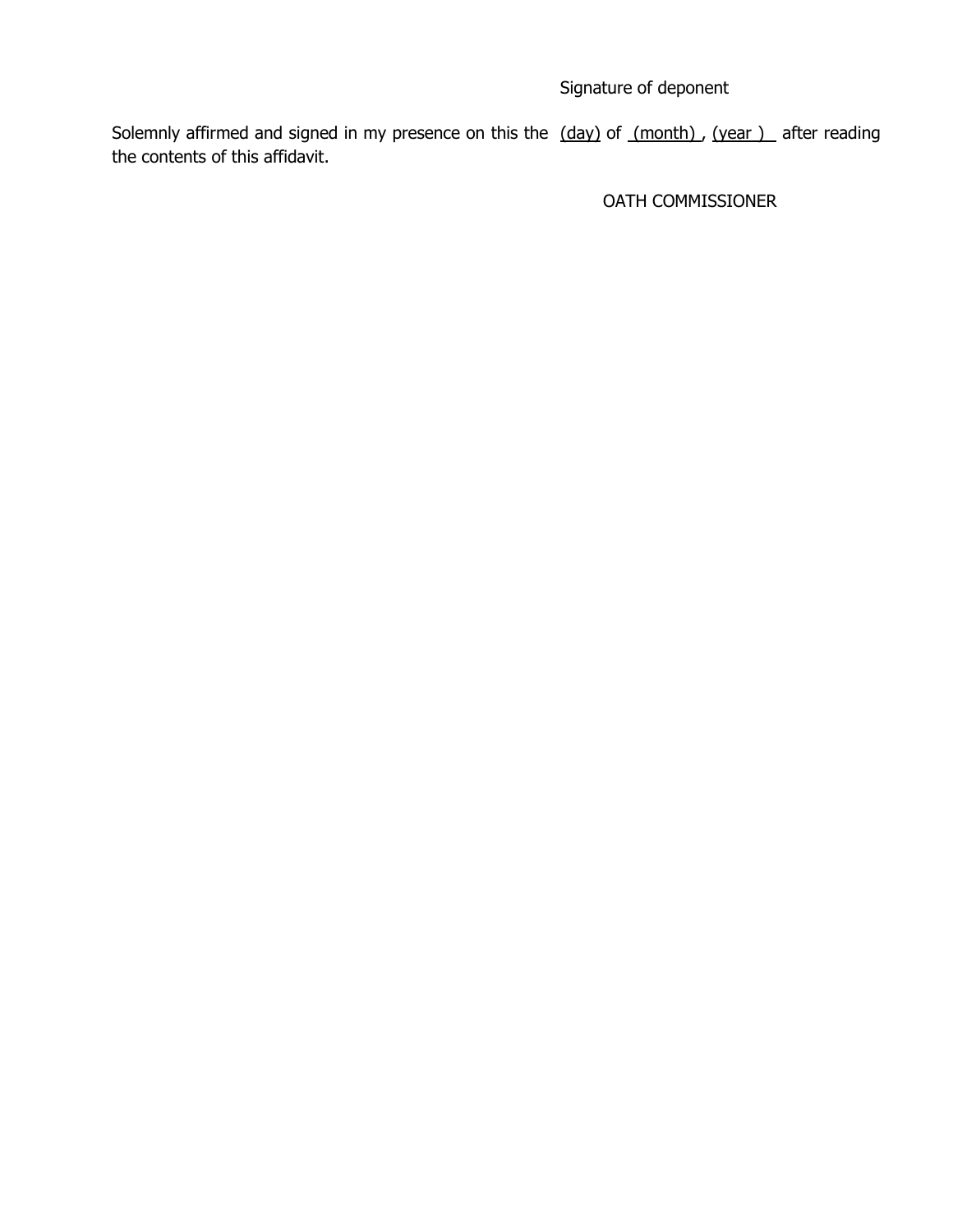Signature of deponent

Solemnly affirmed and signed in my presence on this the (day) of (month), (year) after reading the contents of this affidavit.

OATH COMMISSIONER